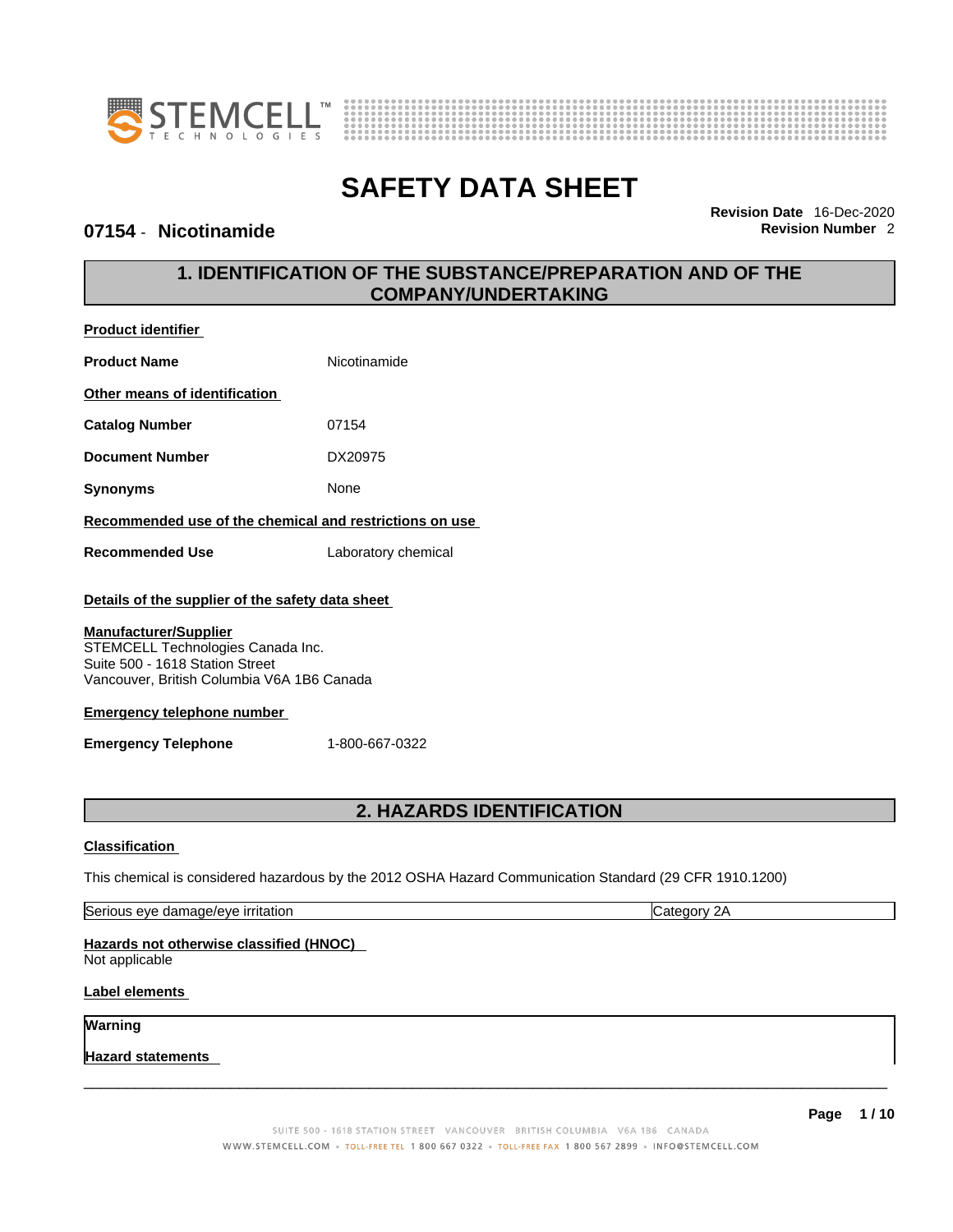# SAFETY DATA SHEET

**07154 - Nicotinamide**

**Revision Date** 16-Dec-2020
**Revision Number** 2

## 1. IDENTIFICATION OF THE SUBSTANCE/PREPARATION AND OF THE COMPANY/UNDERTAKING

**Product identifier**

**Product Name** Nicotinamide

**Other means of identification**

**Catalog Number** 07154

**Document Number** DX20975

**Synonyms** None

**Recommended use of the chemical and restrictions on use**

**Recommended Use** Laboratory chemical

**Details of the supplier of the safety data sheet**

**Manufacturer/Supplier**
STEMCELL Technologies Canada Inc.
Suite 500 - 1618 Station Street
Vancouver, British Columbia V6A 1B6 Canada

**Emergency telephone number**

**Emergency Telephone** 1-800-667-0322

## 2. HAZARDS IDENTIFICATION

**Classification**

This chemical is considered hazardous by the 2012 OSHA Hazard Communication Standard (29 CFR 1910.1200)

| Serious eye damage/eye irritation | Category 2A |
|---|---|

**Hazards not otherwise classified (HNOC)**
Not applicable

**Label elements**

**Warning**

**Hazard statements**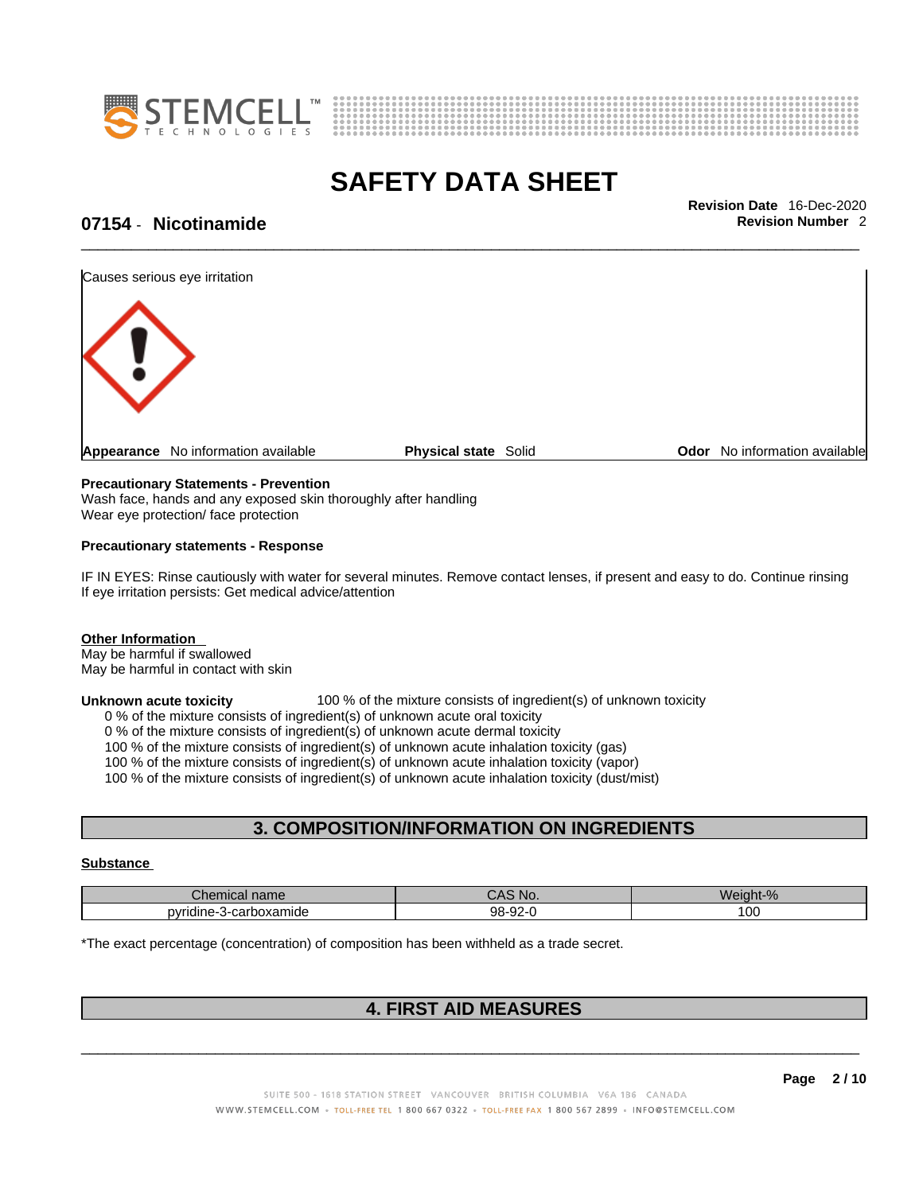Causes serious eye irritation

**Appearance** No information available | **Physical state** Solid | **Odor** No information available

**Precautionary Statements - Prevention**
Wash face, hands and any exposed skin thoroughly after handling
Wear eye protection/ face protection

**Precautionary statements - Response**

IF IN EYES: Rinse cautiously with water for several minutes. Remove contact lenses, if present and easy to do. Continue rinsing
If eye irritation persists: Get medical advice/attention

**Other Information**
May be harmful if swallowed
May be harmful in contact with skin

**Unknown acute toxicity** 100 % of the mixture consists of ingredient(s) of unknown toxicity
0 % of the mixture consists of ingredient(s) of unknown acute oral toxicity
0 % of the mixture consists of ingredient(s) of unknown acute dermal toxicity
100 % of the mixture consists of ingredient(s) of unknown acute inhalation toxicity (gas)
100 % of the mixture consists of ingredient(s) of unknown acute inhalation toxicity (vapor)
100 % of the mixture consists of ingredient(s) of unknown acute inhalation toxicity (dust/mist)

## 3. COMPOSITION/INFORMATION ON INGREDIENTS

**Substance**

| Chemical name | CAS No. | Weight-% |
| --- | --- | --- |
| pyridine-3-carboxamide | 98-92-0 | 100 |

*The exact percentage (concentration) of composition has been withheld as a trade secret.

## 4. FIRST AID MEASURES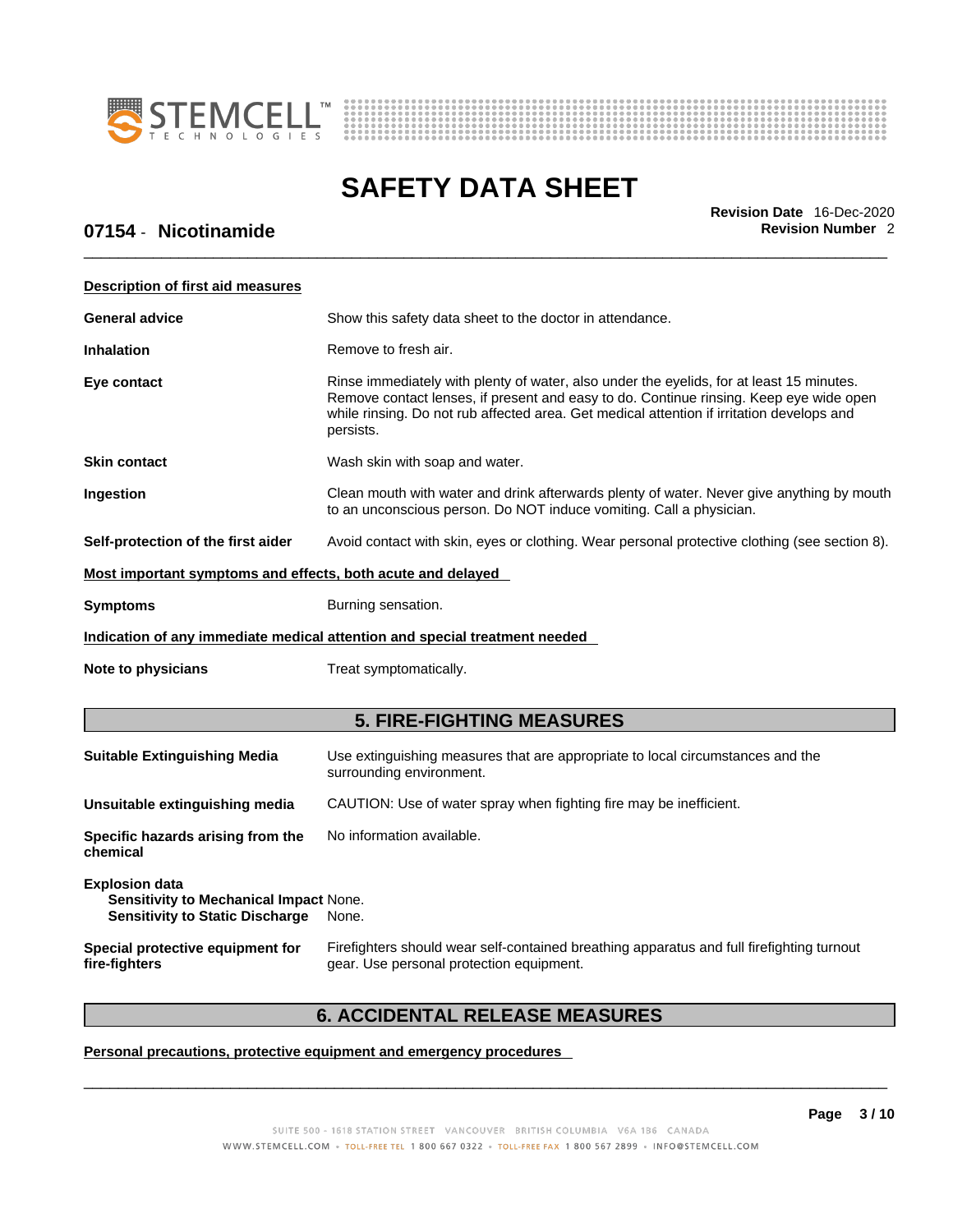### Description of first aid measures

| | |
|---|---|
| **General advice** | Show this safety data sheet to the doctor in attendance. |
| **Inhalation** | Remove to fresh air. |
| **Eye contact** | Rinse immediately with plenty of water, also under the eyelids, for at least 15 minutes. Remove contact lenses, if present and easy to do. Continue rinsing. Keep eye wide open while rinsing. Do not rub affected area. Get medical attention if irritation develops and persists. |
| **Skin contact** | Wash skin with soap and water. |
| **Ingestion** | Clean mouth with water and drink afterwards plenty of water. Never give anything by mouth to an unconscious person. Do NOT induce vomiting. Call a physician. |
| **Self-protection of the first aider** | Avoid contact with skin, eyes or clothing. Wear personal protective clothing (see section 8). |

### Most important symptoms and effects, both acute and delayed

| | |
|---|---|
| **Symptoms** | Burning sensation. |

### Indication of any immediate medical attention and special treatment needed

| | |
|---|---|
| **Note to physicians** | Treat symptomatically. |

## 5. FIRE-FIGHTING MEASURES

| | |
|---|---|
| **Suitable Extinguishing Media** | Use extinguishing measures that are appropriate to local circumstances and the surrounding environment. |
| **Unsuitable extinguishing media** | CAUTION: Use of water spray when fighting fire may be inefficient. |
| **Specific hazards arising from the chemical** | No information available. |

**Explosion data**

| | |
|---|---|
| **Sensitivity to Mechanical Impact** | None. |
| **Sensitivity to Static Discharge** | None. |

| | |
|---|---|
| **Special protective equipment for fire-fighters** | Firefighters should wear self-contained breathing apparatus and full firefighting turnout gear. Use personal protection equipment. |

## 6. ACCIDENTAL RELEASE MEASURES

### Personal precautions, protective equipment and emergency procedures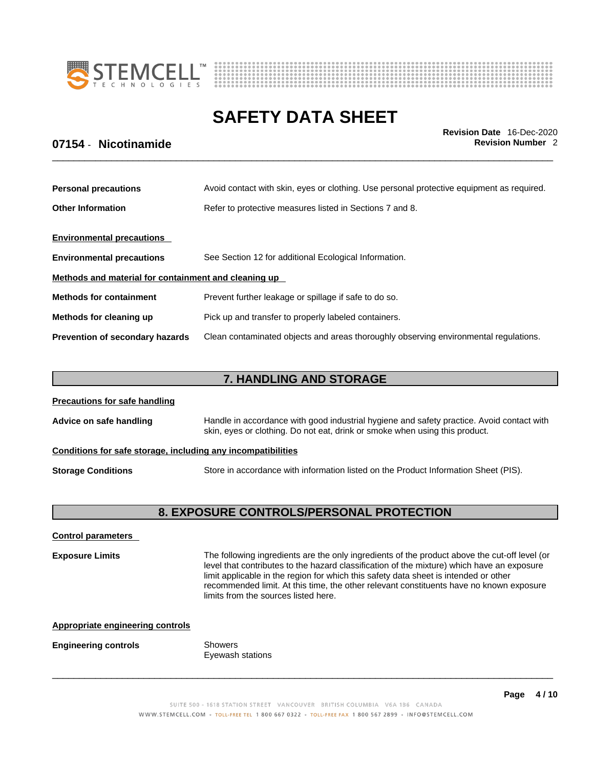**Personal precautions** Avoid contact with skin, eyes or clothing. Use personal protective equipment as required.

**Other Information** Refer to protective measures listed in Sections 7 and 8.

**Environmental precautions**

**Environmental precautions** See Section 12 for additional Ecological Information.

**Methods and material for containment and cleaning up**

**Methods for containment** Prevent further leakage or spillage if safe to do so.

**Methods for cleaning up** Pick up and transfer to properly labeled containers.

**Prevention of secondary hazards** Clean contaminated objects and areas thoroughly observing environmental regulations.

## 7. HANDLING AND STORAGE

**Precautions for safe handling**

**Advice on safe handling** Handle in accordance with good industrial hygiene and safety practice. Avoid contact with skin, eyes or clothing. Do not eat, drink or smoke when using this product.

**Conditions for safe storage, including any incompatibilities**

**Storage Conditions** Store in accordance with information listed on the Product Information Sheet (PIS).

## 8. EXPOSURE CONTROLS/PERSONAL PROTECTION

**Control parameters**

**Exposure Limits** The following ingredients are the only ingredients of the product above the cut-off level (or level that contributes to the hazard classification of the mixture) which have an exposure limit applicable in the region for which this safety data sheet is intended or other recommended limit. At this time, the other relevant constituents have no known exposure limits from the sources listed here.

**Appropriate engineering controls**

**Engineering controls** Showers
Eyewash stations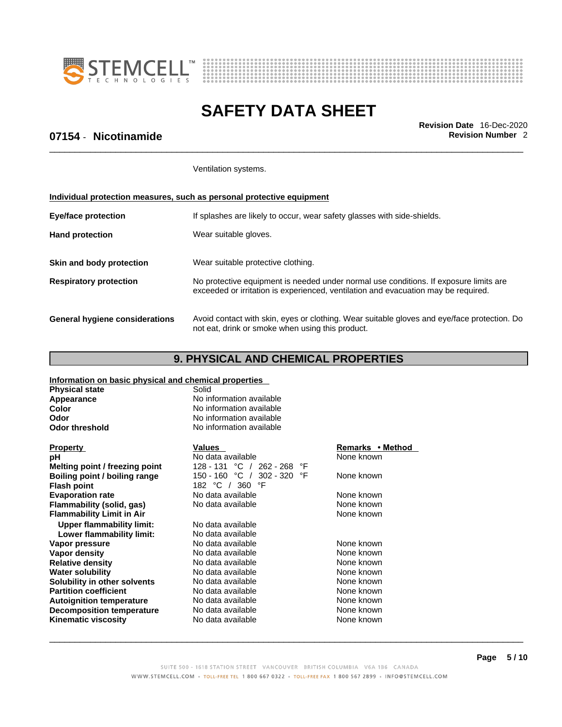Ventilation systems.

**Individual protection measures, such as personal protective equipment**

| | |
|---|---|
| **Eye/face protection** | If splashes are likely to occur, wear safety glasses with side-shields. |
| **Hand protection** | Wear suitable gloves. |
| **Skin and body protection** | Wear suitable protective clothing. |
| **Respiratory protection** | No protective equipment is needed under normal use conditions. If exposure limits are exceeded or irritation is experienced, ventilation and evacuation may be required. |
| **General hygiene considerations** | Avoid contact with skin, eyes or clothing. Wear suitable gloves and eye/face protection. Do not eat, drink or smoke when using this product. |

## 9. PHYSICAL AND CHEMICAL PROPERTIES

**Information on basic physical and chemical properties**

| | |
|---|---|
| **Physical state** | Solid |
| **Appearance** | No information available |
| **Color** | No information available |
| **Odor** | No information available |
| **Odor threshold** | No information available |

| Property | Values | Remarks • Method |
|---|---|---|
| **pH** | No data available | None known |
| **Melting point / freezing point** | 128 - 131 °C / 262 - 268 °F | |
| **Boiling point / boiling range** | 150 - 160 °C / 302 - 320 °F | None known |
| **Flash point** | 182 °C / 360 °F | |
| **Evaporation rate** | No data available | None known |
| **Flammability (solid, gas)** | No data available | None known |
| **Flammability Limit in Air** | | None known |
| **Upper flammability limit:** | No data available | |
| **Lower flammability limit:** | No data available | |
| **Vapor pressure** | No data available | None known |
| **Vapor density** | No data available | None known |
| **Relative density** | No data available | None known |
| **Water solubility** | No data available | None known |
| **Solubility in other solvents** | No data available | None known |
| **Partition coefficient** | No data available | None known |
| **Autoignition temperature** | No data available | None known |
| **Decomposition temperature** | No data available | None known |
| **Kinematic viscosity** | No data available | None known |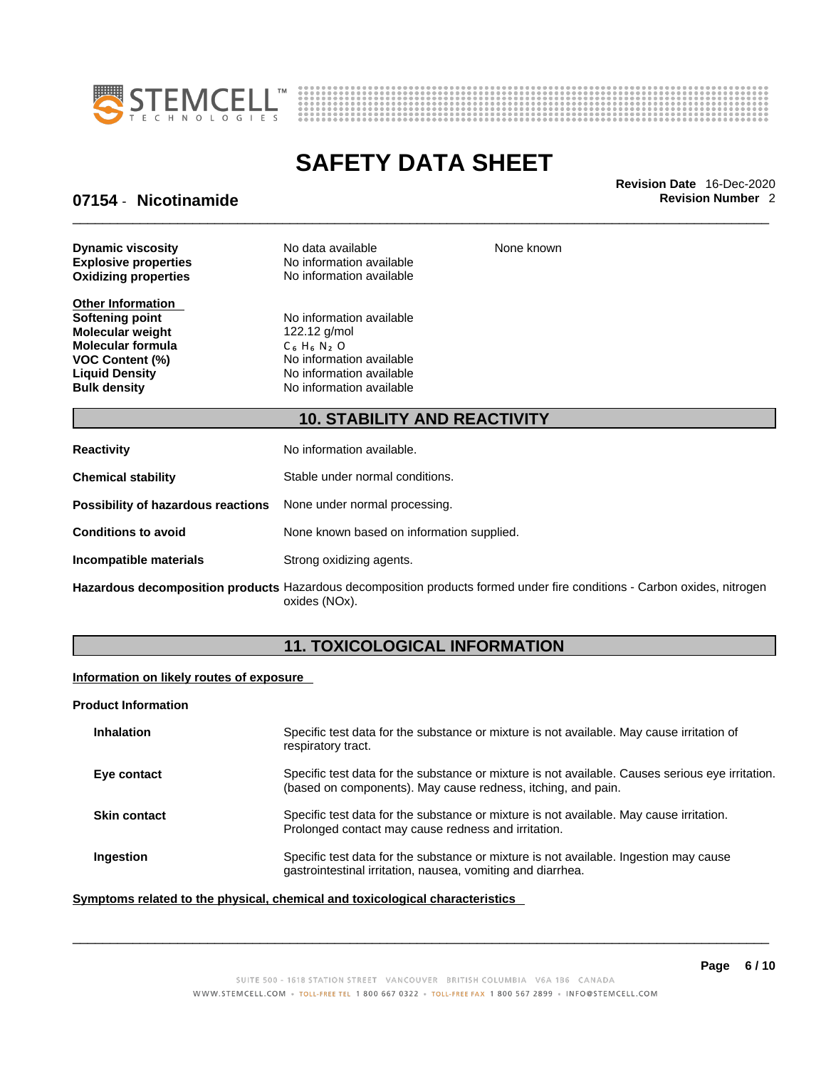| | | |
|---|---|---|
| **Dynamic viscosity** | No data available | None known |
| **Explosive properties** | No information available | |
| **Oxidizing properties** | No information available | |

**Other Information**

| | |
|---|---|
| **Softening point** | No information available |
| **Molecular weight** | 122.12 g/mol |
| **Molecular formula** | $C_6 H_6 N_2 O$ |
| **VOC Content (%)** | No information available |
| **Liquid Density** | No information available |
| **Bulk density** | No information available |

## 10. STABILITY AND REACTIVITY

| | |
|---|---|
| **Reactivity** | No information available. |
| **Chemical stability** | Stable under normal conditions. |
| **Possibility of hazardous reactions** | None under normal processing. |
| **Conditions to avoid** | None known based on information supplied. |
| **Incompatible materials** | Strong oxidizing agents. |
| **Hazardous decomposition products** | Hazardous decomposition products formed under fire conditions - Carbon oxides, nitrogen oxides (NOx). |

## 11. TOXICOLOGICAL INFORMATION

**Information on likely routes of exposure**

**Product Information**

| | |
|---|---|
| **Inhalation** | Specific test data for the substance or mixture is not available. May cause irritation of respiratory tract. |
| **Eye contact** | Specific test data for the substance or mixture is not available. Causes serious eye irritation. (based on components). May cause redness, itching, and pain. |
| **Skin contact** | Specific test data for the substance or mixture is not available. May cause irritation. Prolonged contact may cause redness and irritation. |
| **Ingestion** | Specific test data for the substance or mixture is not available. Ingestion may cause gastrointestinal irritation, nausea, vomiting and diarrhea. |

**Symptoms related to the physical, chemical and toxicological characteristics**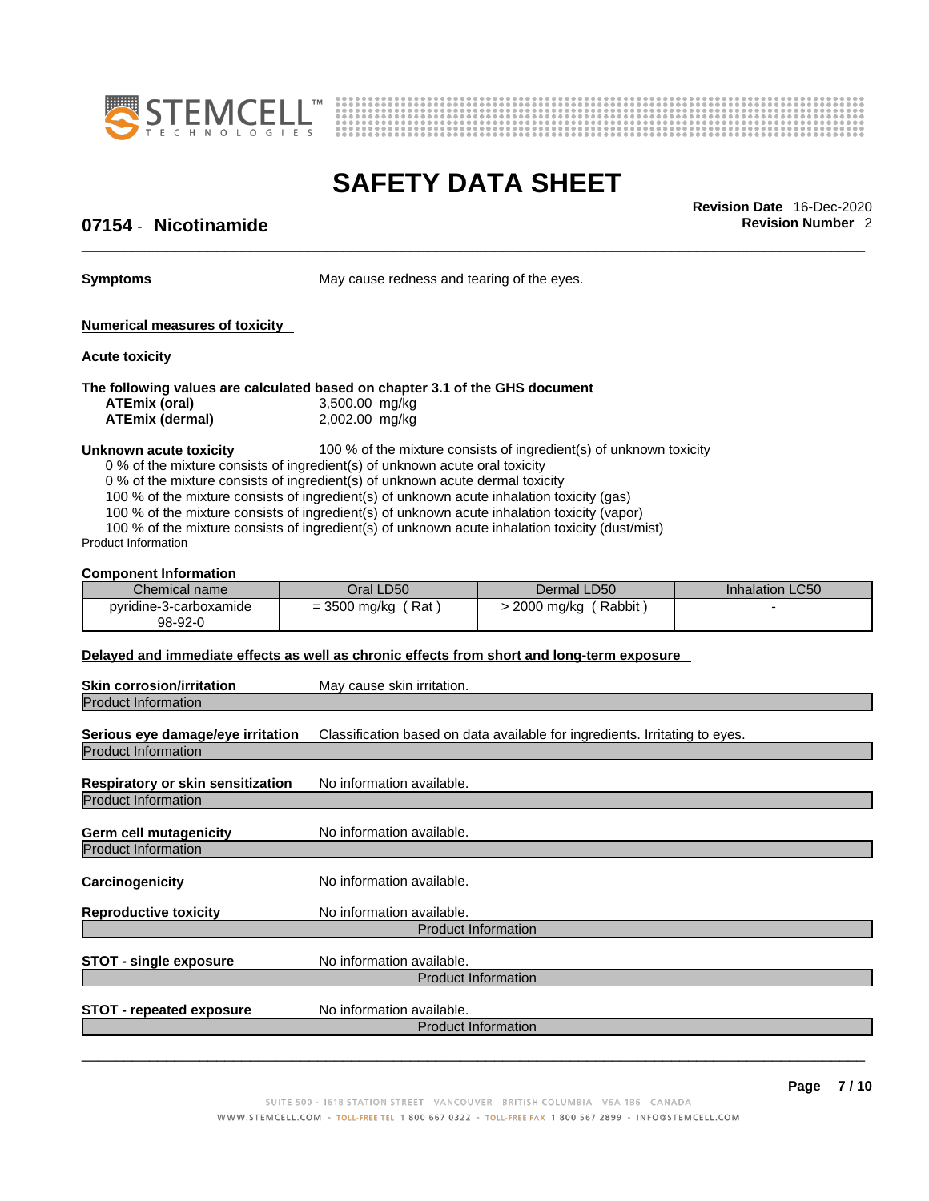**Symptoms** May cause redness and tearing of the eyes.

**Numerical measures of toxicity**

**Acute toxicity**

**The following values are calculated based on chapter 3.1 of the GHS document**

**ATEmix (oral)** 3,500.00 mg/kg
**ATEmix (dermal)** 2,002.00 mg/kg

**Unknown acute toxicity** 100 % of the mixture consists of ingredient(s) of unknown toxicity

0 % of the mixture consists of ingredient(s) of unknown acute oral toxicity
0 % of the mixture consists of ingredient(s) of unknown acute dermal toxicity
100 % of the mixture consists of ingredient(s) of unknown acute inhalation toxicity (gas)
100 % of the mixture consists of ingredient(s) of unknown acute inhalation toxicity (vapor)
100 % of the mixture consists of ingredient(s) of unknown acute inhalation toxicity (dust/mist)

Product Information

**Component Information**

| Chemical name | Oral LD50 | Dermal LD50 | Inhalation LC50 |
|---|---|---|---|
| pyridine-3-carboxamide 98-92-0 | = 3500 mg/kg ( Rat ) | > 2000 mg/kg ( Rabbit ) | - |

**Delayed and immediate effects as well as chronic effects from short and long-term exposure**

**Skin corrosion/irritation** May cause skin irritation.

Product Information

**Serious eye damage/eye irritation** Classification based on data available for ingredients. Irritating to eyes.

Product Information

**Respiratory or skin sensitization** No information available.

Product Information

**Germ cell mutagenicity** No information available.

Product Information

**Carcinogenicity** No information available.

**Reproductive toxicity** No information available.

Product Information

**STOT - single exposure** No information available.

Product Information

**STOT - repeated exposure** No information available.

Product Information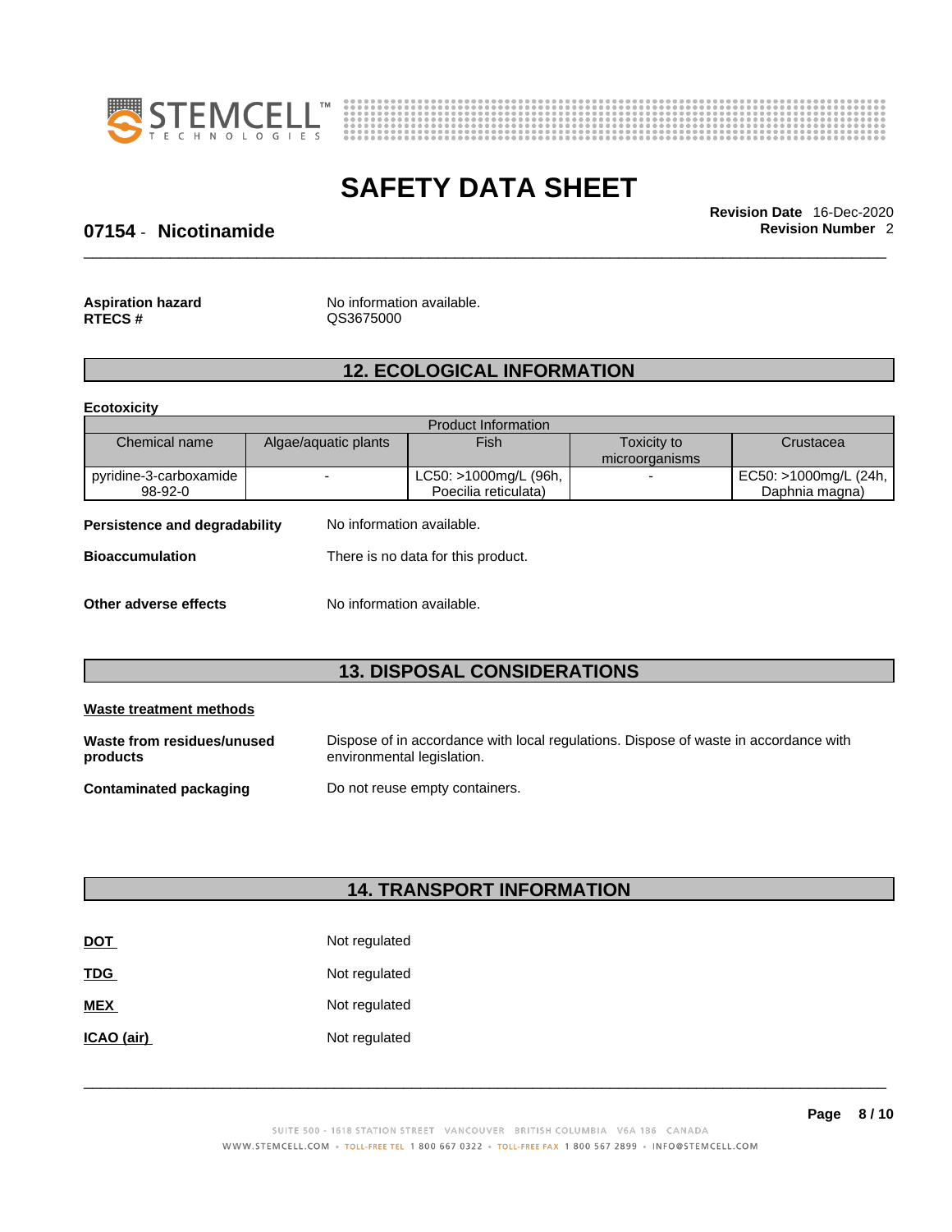**Aspiration hazard** No information available.
**RTECS #** QS3675000

## 12. ECOLOGICAL INFORMATION

**Ecotoxicity**

| Product Information | | | | |
|---|---|---|---|---|
| Chemical name | Algae/aquatic plants | Fish | Toxicity to microorganisms | Crustacea |
| pyridine-3-carboxamide 98-92-0 | - | LC50: >1000mg/L (96h, Poecilia reticulata) | - | EC50: >1000mg/L (24h, Daphnia magna) |

**Persistence and degradability** No information available.

**Bioaccumulation** There is no data for this product.

**Other adverse effects** No information available.

## 13. DISPOSAL CONSIDERATIONS

**Waste treatment methods**

**Waste from residues/unused products** Dispose of in accordance with local regulations. Dispose of waste in accordance with environmental legislation.

**Contaminated packaging** Do not reuse empty containers.

## 14. TRANSPORT INFORMATION

**DOT** Not regulated

**TDG** Not regulated

**MEX** Not regulated

**ICAO (air)** Not regulated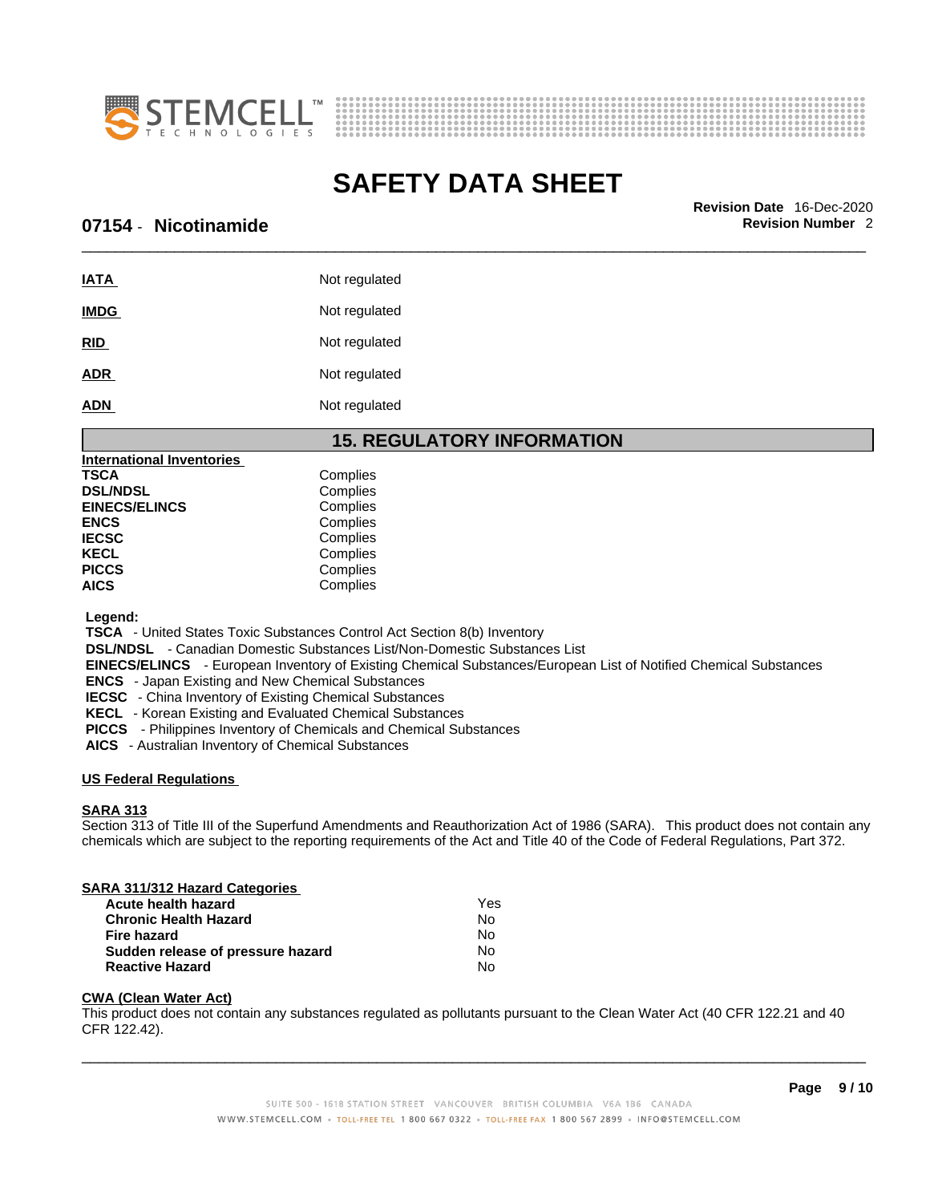| | |
|---|---|
| **IATA** | Not regulated |
| **IMDG** | Not regulated |
| **RID** | Not regulated |
| **ADR** | Not regulated |
| **ADN** | Not regulated |

## 15. REGULATORY INFORMATION

**International Inventories**

| | |
|---|---|
| **TSCA** | Complies |
| **DSL/NDSL** | Complies |
| **EINECS/ELINCS** | Complies |
| **ENCS** | Complies |
| **IECSC** | Complies |
| **KECL** | Complies |
| **PICCS** | Complies |
| **AICS** | Complies |

**Legend:**

**TSCA** - United States Toxic Substances Control Act Section 8(b) Inventory
**DSL/NDSL** - Canadian Domestic Substances List/Non-Domestic Substances List
**EINECS/ELINCS** - European Inventory of Existing Chemical Substances/European List of Notified Chemical Substances
**ENCS** - Japan Existing and New Chemical Substances
**IECSC** - China Inventory of Existing Chemical Substances
**KECL** - Korean Existing and Evaluated Chemical Substances
**PICCS** - Philippines Inventory of Chemicals and Chemical Substances
**AICS** - Australian Inventory of Chemical Substances

**US Federal Regulations**

**SARA 313**

Section 313 of Title III of the Superfund Amendments and Reauthorization Act of 1986 (SARA). This product does not contain any chemicals which are subject to the reporting requirements of the Act and Title 40 of the Code of Federal Regulations, Part 372.

**SARA 311/312 Hazard Categories**

| | |
|---|---|
| **Acute health hazard** | Yes |
| **Chronic Health Hazard** | No |
| **Fire hazard** | No |
| **Sudden release of pressure hazard** | No |
| **Reactive Hazard** | No |

**CWA (Clean Water Act)**

This product does not contain any substances regulated as pollutants pursuant to the Clean Water Act (40 CFR 122.21 and 40 CFR 122.42).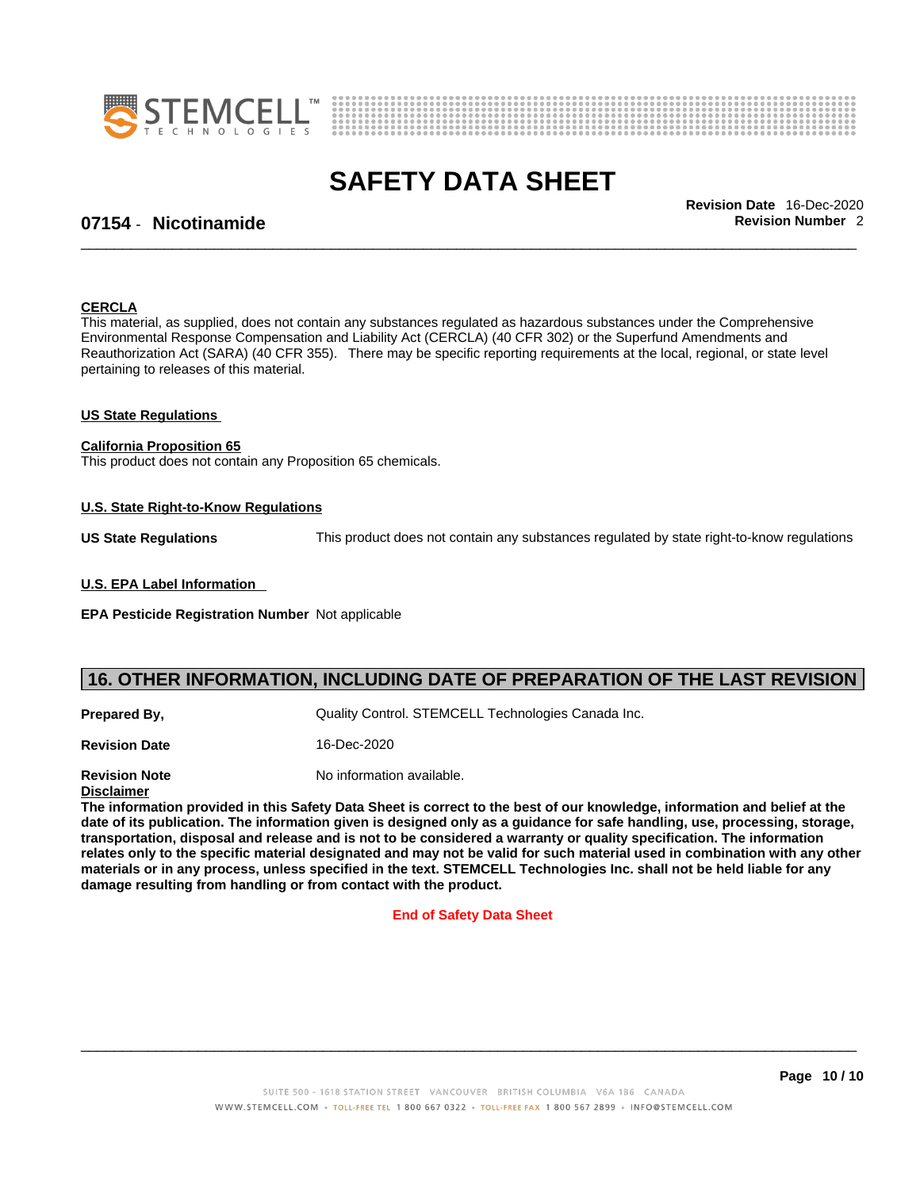**CERCLA**

This material, as supplied, does not contain any substances regulated as hazardous substances under the Comprehensive Environmental Response Compensation and Liability Act (CERCLA) (40 CFR 302) or the Superfund Amendments and Reauthorization Act (SARA) (40 CFR 355). There may be specific reporting requirements at the local, regional, or state level pertaining to releases of this material.

**US State Regulations**

**California Proposition 65**

This product does not contain any Proposition 65 chemicals.

**U.S. State Right-to-Know Regulations**

**US State Regulations** This product does not contain any substances regulated by state right-to-know regulations

**U.S. EPA Label Information**

**EPA Pesticide Registration Number** Not applicable

## 16. OTHER INFORMATION, INCLUDING DATE OF PREPARATION OF THE LAST REVISION

**Prepared By,** Quality Control. STEMCELL Technologies Canada Inc.

**Revision Date** 16-Dec-2020

**Revision Note** No information available.

**Disclaimer**

**The information provided in this Safety Data Sheet is correct to the best of our knowledge, information and belief at the date of its publication. The information given is designed only as a guidance for safe handling, use, processing, storage, transportation, disposal and release and is not to be considered a warranty or quality specification. The information relates only to the specific material designated and may not be valid for such material used in combination with any other materials or in any process, unless specified in the text. STEMCELL Technologies Inc. shall not be held liable for any damage resulting from handling or from contact with the product.**

**End of Safety Data Sheet**